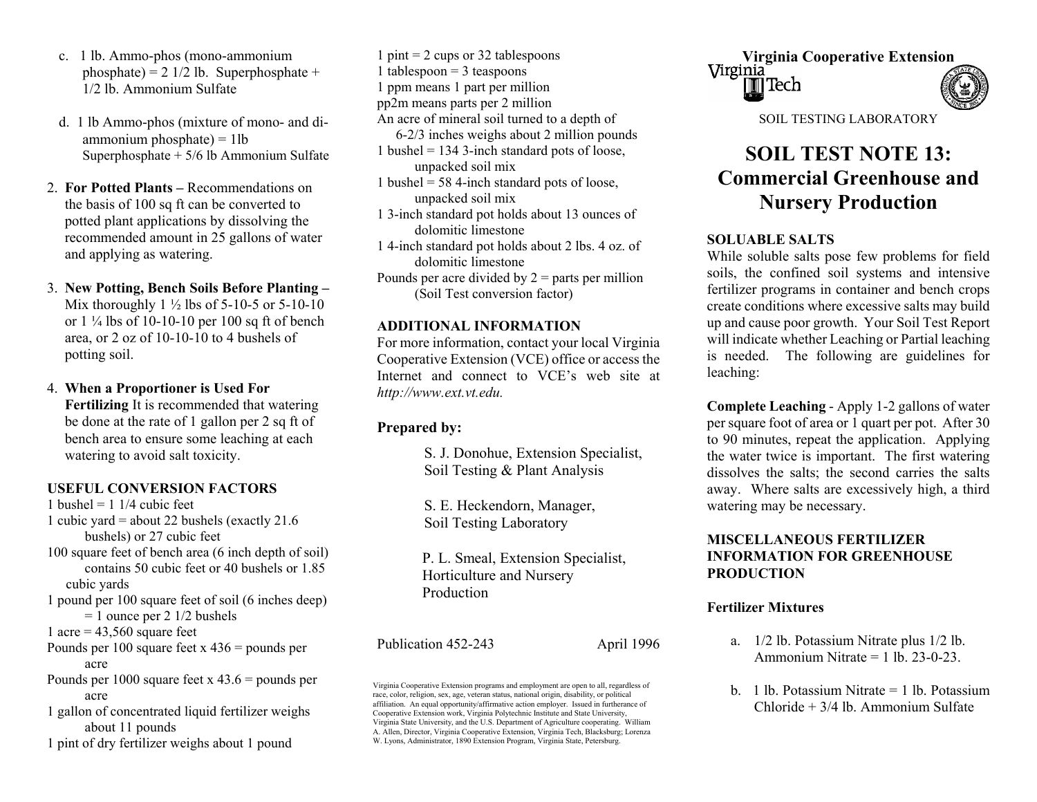**Virginia Cooperative Extension**

SOIL TESTING LABORATORY

# SOIL TEST NOTE 13: Commercial Greenhouse and Nursery Production

## SOLUABLE SALTS

While soluble salts pose few problems for field soils, the confined soil systems and intensive fertilizer programs in container and bench crops create conditions where excessive salts may build up and cause poor growth. Your Soil Test Report will indicate whether Leaching or Partial leaching is needed. The following are guidelines for leaching:

**Complete Leaching** - Apply 1-2 gallons of water per square foot of area or 1 quart per pot. After 30 to 90 minutes, repeat the application. Applying the water twice is important. The first watering dissolves the salts; the second carries the salts away. Where salts are excessively high, a third watering may be necessary.

## MISCELLANEOUS FERTILIZER INFORMATION FOR GREENHOUSE PRODUCTION

### Fertilizer Mixtures

a. 1/2 lb. Potassium Nitrate plus 1/2 lb. Ammonium Nitrate = 1 lb. 23-0-23.

b. 1 lb. Potassium Nitrate = 1 lb. Potassium Chloride + 3/4 lb. Ammonium Sulfate

c. 1 lb. Ammo-phos (mono-ammonium phosphate) = 2 1/2 lb. Superphosphate + 1/2 lb. Ammonium Sulfate

d. 1 lb Ammo-phos (mixture of mono- and di-ammonium phosphate) = 1lb Superphosphate + 5/6 lb Ammonium Sulfate

2. **For Potted Plants –** Recommendations on the basis of 100 sq ft can be converted to potted plant applications by dissolving the recommended amount in 25 gallons of water and applying as watering.

3. **New Potting, Bench Soils Before Planting –** Mix thoroughly 1 ½ lbs of 5-10-5 or 5-10-10 or 1 ¼ lbs of 10-10-10 per 100 sq ft of bench area, or 2 oz of 10-10-10 to 4 bushels of potting soil.

4. **When a Proportioner is Used For Fertilizing** It is recommended that watering be done at the rate of 1 gallon per 2 sq ft of bench area to ensure some leaching at each watering to avoid salt toxicity.

## USEFUL CONVERSION FACTORS

1 bushel = 1 1/4 cubic feet
1 cubic yard = about 22 bushels (exactly 21.6 bushels) or 27 cubic feet
100 square feet of bench area (6 inch depth of soil) contains 50 cubic feet or 40 bushels or 1.85 cubic yards
1 pound per 100 square feet of soil (6 inches deep) = 1 ounce per 2 1/2 bushels
1 acre = 43,560 square feet
Pounds per 100 square feet x 436 = pounds per acre
Pounds per 1000 square feet x 43.6 = pounds per acre
1 gallon of concentrated liquid fertilizer weighs about 11 pounds
1 pint of dry fertilizer weighs about 1 pound
1 pint = 2 cups or 32 tablespoons
1 tablespoon = 3 teaspoons
1 ppm means 1 part per million
pp2m means parts per 2 million
An acre of mineral soil turned to a depth of 6-2/3 inches weighs about 2 million pounds
1 bushel = 134 3-inch standard pots of loose, unpacked soil mix
1 bushel = 58 4-inch standard pots of loose, unpacked soil mix
1 3-inch standard pot holds about 13 ounces of dolomitic limestone
1 4-inch standard pot holds about 2 lbs. 4 oz. of dolomitic limestone
Pounds per acre divided by 2 = parts per million (Soil Test conversion factor)

## ADDITIONAL INFORMATION

For more information, contact your local Virginia Cooperative Extension (VCE) office or access the Internet and connect to VCE's web site at *http://www.ext.vt.edu.*

**Prepared by:**

S. J. Donohue, Extension Specialist, Soil Testing & Plant Analysis

S. E. Heckendorn, Manager, Soil Testing Laboratory

P. L. Smeal, Extension Specialist, Horticulture and Nursery Production

Publication 452-243 April 1996

Virginia Cooperative Extension programs and employment are open to all, regardless of race, color, religion, sex, age, veteran status, national origin, disability, or political affiliation. An equal opportunity/affirmative action employer. Issued in furtherance of Cooperative Extension work, Virginia Polytechnic Institute and State University, Virginia State University, and the U.S. Department of Agriculture cooperating. William A. Allen, Director, Virginia Cooperative Extension, Virginia Tech, Blacksburg; Lorenza W. Lyons, Administrator, 1890 Extension Program, Virginia State, Petersburg.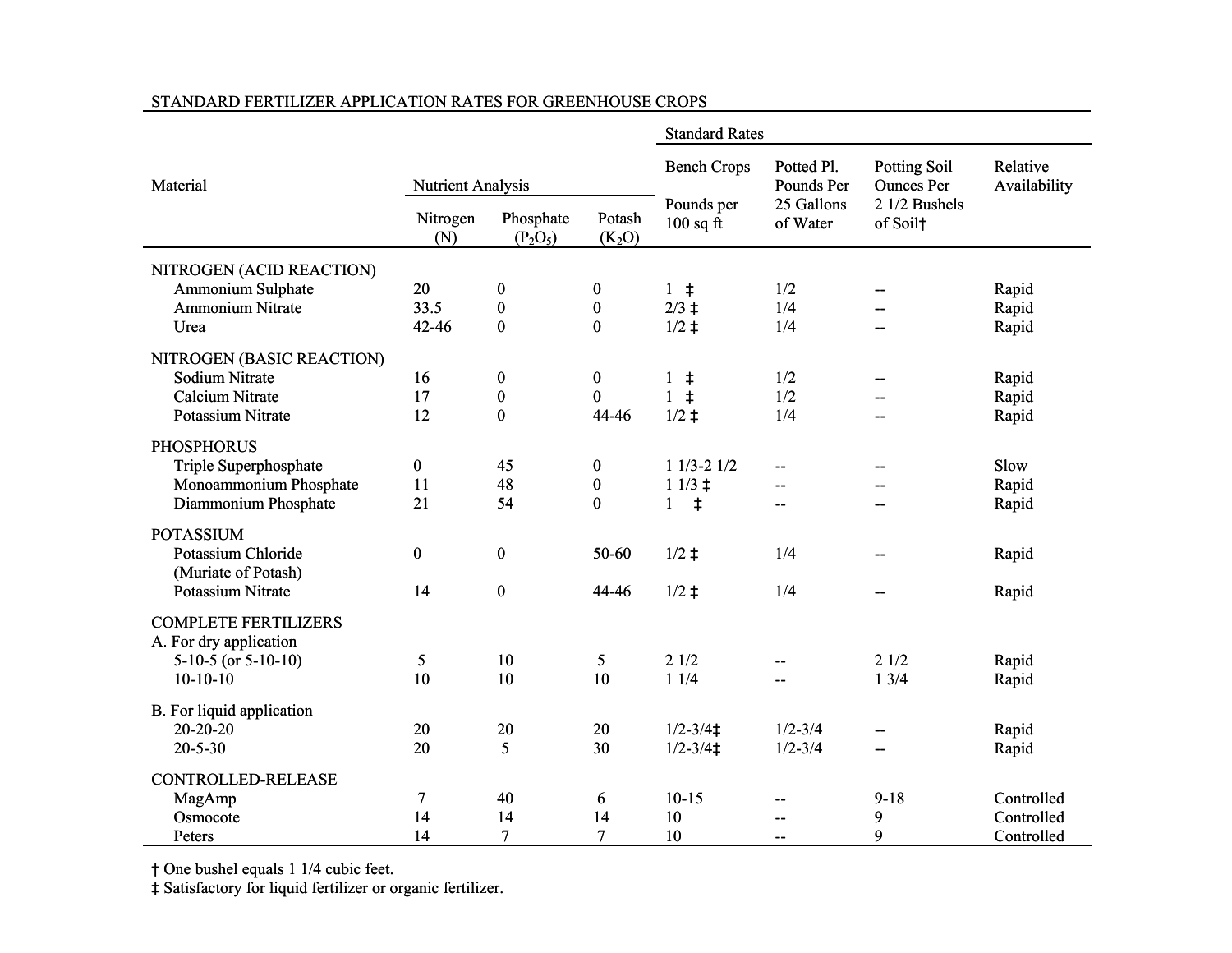STANDARD FERTILIZER APPLICATION RATES FOR GREENHOUSE CROPS

| Material | Nutrient Analysis | | | Standard Rates | | | |
|---|---|---|---|---|---|---|---|
| | Nitrogen (N) | Phosphate ($P_2O_5$) | Potash ($K_2O$) | Bench Crops Pounds per 100 sq ft | Potted Pl. Pounds Per 25 Gallons of Water | Potting Soil Ounces Per 2 1/2 Bushels of Soil† | Relative Availability |
| NITROGEN (ACID REACTION) | | | | | | | |
| Ammonium Sulphate | 20 | 0 | 0 | 1 ‡ | 1/2 | -- | Rapid |
| Ammonium Nitrate | 33.5 | 0 | 0 | 2/3 ‡ | 1/4 | -- | Rapid |
| Urea | 42-46 | 0 | 0 | 1/2 ‡ | 1/4 | -- | Rapid |
| NITROGEN (BASIC REACTION) | | | | | | | |
| Sodium Nitrate | 16 | 0 | 0 | 1 ‡ | 1/2 | -- | Rapid |
| Calcium Nitrate | 17 | 0 | 0 | 1 ‡ | 1/2 | -- | Rapid |
| Potassium Nitrate | 12 | 0 | 44-46 | 1/2 ‡ | 1/4 | -- | Rapid |
| PHOSPHORUS | | | | | | | |
| Triple Superphosphate | 0 | 45 | 0 | 1 1/3-2 1/2 | -- | -- | Slow |
| Monoammonium Phosphate | 11 | 48 | 0 | 1 1/3 ‡ | -- | -- | Rapid |
| Diammonium Phosphate | 21 | 54 | 0 | 1 ‡ | -- | -- | Rapid |
| POTASSIUM | | | | | | | |
| Potassium Chloride (Muriate of Potash) | 0 | 0 | 50-60 | 1/2 ‡ | 1/4 | -- | Rapid |
| Potassium Nitrate | 14 | 0 | 44-46 | 1/2 ‡ | 1/4 | -- | Rapid |
| COMPLETE FERTILIZERS | | | | | | | |
| A. For dry application | | | | | | | |
| 5-10-5 (or 5-10-10) | 5 | 10 | 5 | 2 1/2 | -- | 2 1/2 | Rapid |
| 10-10-10 | 10 | 10 | 10 | 1 1/4 | -- | 1 3/4 | Rapid |
| B. For liquid application | | | | | | | |
| 20-20-20 | 20 | 20 | 20 | 1/2-3/4‡ | 1/2-3/4 | -- | Rapid |
| 20-5-30 | 20 | 5 | 30 | 1/2-3/4‡ | 1/2-3/4 | -- | Rapid |
| CONTROLLED-RELEASE | | | | | | | |
| MagAmp | 7 | 40 | 6 | 10-15 | -- | 9-18 | Controlled |
| Osmocote | 14 | 14 | 14 | 10 | -- | 9 | Controlled |
| Peters | 14 | 7 | 7 | 10 | -- | 9 | Controlled |

† One bushel equals 1 1/4 cubic feet.

‡ Satisfactory for liquid fertilizer or organic fertilizer.